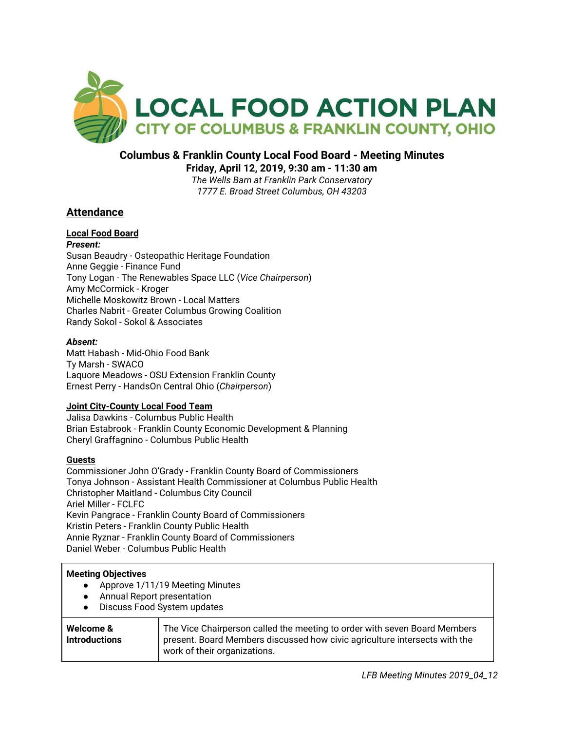# LOCAL FOOD ACTION PLAN

## CITY OF COLUMBUS & FRANKLIN COUNTY, OHIO

### Columbus & Franklin County Local Food Board - Meeting Minutes

**Friday, April 12, 2019, 9:30 am - 11:30 am**

*The Wells Barn at Franklin Park Conservatory*
*1777 E. Broad Street Columbus, OH 43203*

## Attendance

### Local Food Board

***Present:***

Susan Beaudry - Osteopathic Heritage Foundation
Anne Geggie - Finance Fund
Tony Logan - The Renewables Space LLC (*Vice Chairperson*)
Amy McCormick - Kroger
Michelle Moskowitz Brown - Local Matters
Charles Nabrit - Greater Columbus Growing Coalition
Randy Sokol - Sokol & Associates

***Absent:***

Matt Habash - Mid-Ohio Food Bank
Ty Marsh - SWACO
Laquore Meadows - OSU Extension Franklin County
Ernest Perry - HandsOn Central Ohio (*Chairperson*)

### Joint City-County Local Food Team

Jalisa Dawkins - Columbus Public Health
Brian Estabrook - Franklin County Economic Development & Planning
Cheryl Graffagnino - Columbus Public Health

### Guests

Commissioner John O'Grady - Franklin County Board of Commissioners
Tonya Johnson - Assistant Health Commissioner at Columbus Public Health
Christopher Maitland - Columbus City Council
Ariel Miller - FCLFC
Kevin Pangrace - Franklin County Board of Commissioners
Kristin Peters - Franklin County Public Health
Annie Ryznar - Franklin County Board of Commissioners
Daniel Weber - Columbus Public Health

**Meeting Objectives**

- Approve 1/11/19 Meeting Minutes
- Annual Report presentation
- Discuss Food System updates

| | |
|---|---|
| **Welcome & Introductions** | The Vice Chairperson called the meeting to order with seven Board Members present. Board Members discussed how civic agriculture intersects with the work of their organizations. |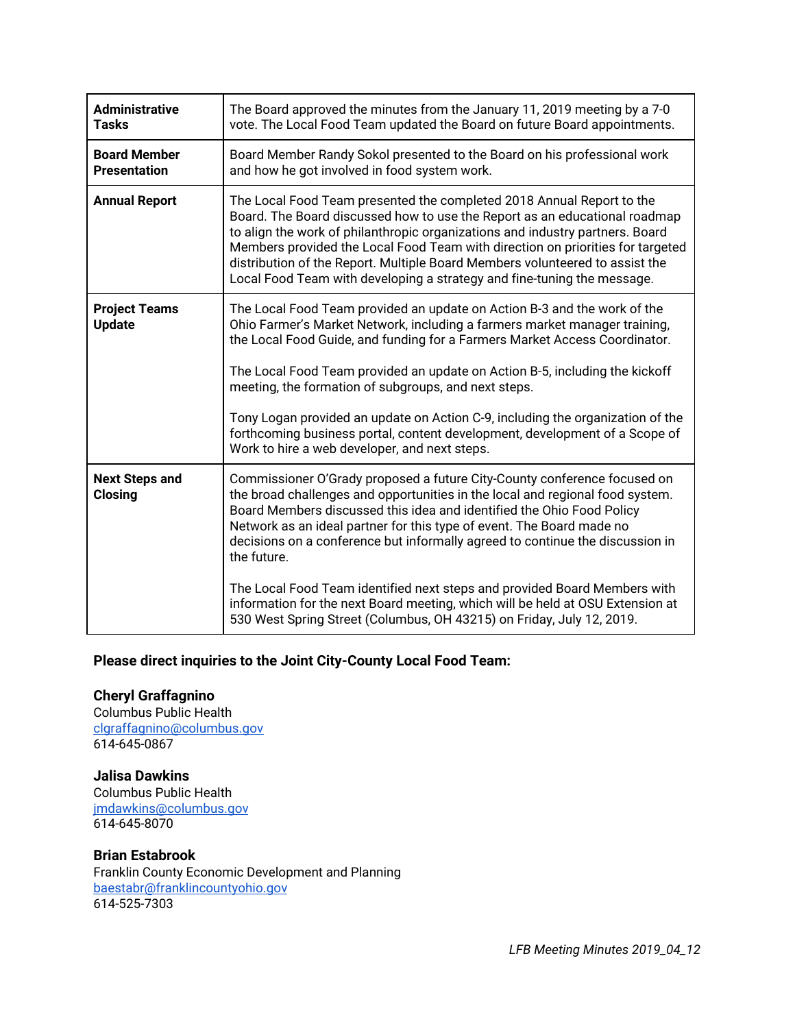| | |
|---|---|
| **Administrative Tasks** | The Board approved the minutes from the January 11, 2019 meeting by a 7-0 vote. The Local Food Team updated the Board on future Board appointments. |
| **Board Member Presentation** | Board Member Randy Sokol presented to the Board on his professional work and how he got involved in food system work. |
| **Annual Report** | The Local Food Team presented the completed 2018 Annual Report to the Board. The Board discussed how to use the Report as an educational roadmap to align the work of philanthropic organizations and industry partners. Board Members provided the Local Food Team with direction on priorities for targeted distribution of the Report. Multiple Board Members volunteered to assist the Local Food Team with developing a strategy and fine-tuning the message. |
| **Project Teams Update** | The Local Food Team provided an update on Action B-3 and the work of the Ohio Farmer's Market Network, including a farmers market manager training, the Local Food Guide, and funding for a Farmers Market Access Coordinator.<br><br>The Local Food Team provided an update on Action B-5, including the kickoff meeting, the formation of subgroups, and next steps.<br><br>Tony Logan provided an update on Action C-9, including the organization of the forthcoming business portal, content development, development of a Scope of Work to hire a web developer, and next steps. |
| **Next Steps and Closing** | Commissioner O'Grady proposed a future City-County conference focused on the broad challenges and opportunities in the local and regional food system. Board Members discussed this idea and identified the Ohio Food Policy Network as an ideal partner for this type of event. The Board made no decisions on a conference but informally agreed to continue the discussion in the future.<br><br>The Local Food Team identified next steps and provided Board Members with information for the next Board meeting, which will be held at OSU Extension at 530 West Spring Street (Columbus, OH 43215) on Friday, July 12, 2019. |

**Please direct inquiries to the Joint City-County Local Food Team:**

**Cheryl Graffagnino**
Columbus Public Health
clgraffagnino@columbus.gov
614-645-0867

**Jalisa Dawkins**
Columbus Public Health
jmdawkins@columbus.gov
614-645-8070

**Brian Estabrook**
Franklin County Economic Development and Planning
baestabr@franklincountyohio.gov
614-525-7303

*LFB Meeting Minutes 2019_04_12*